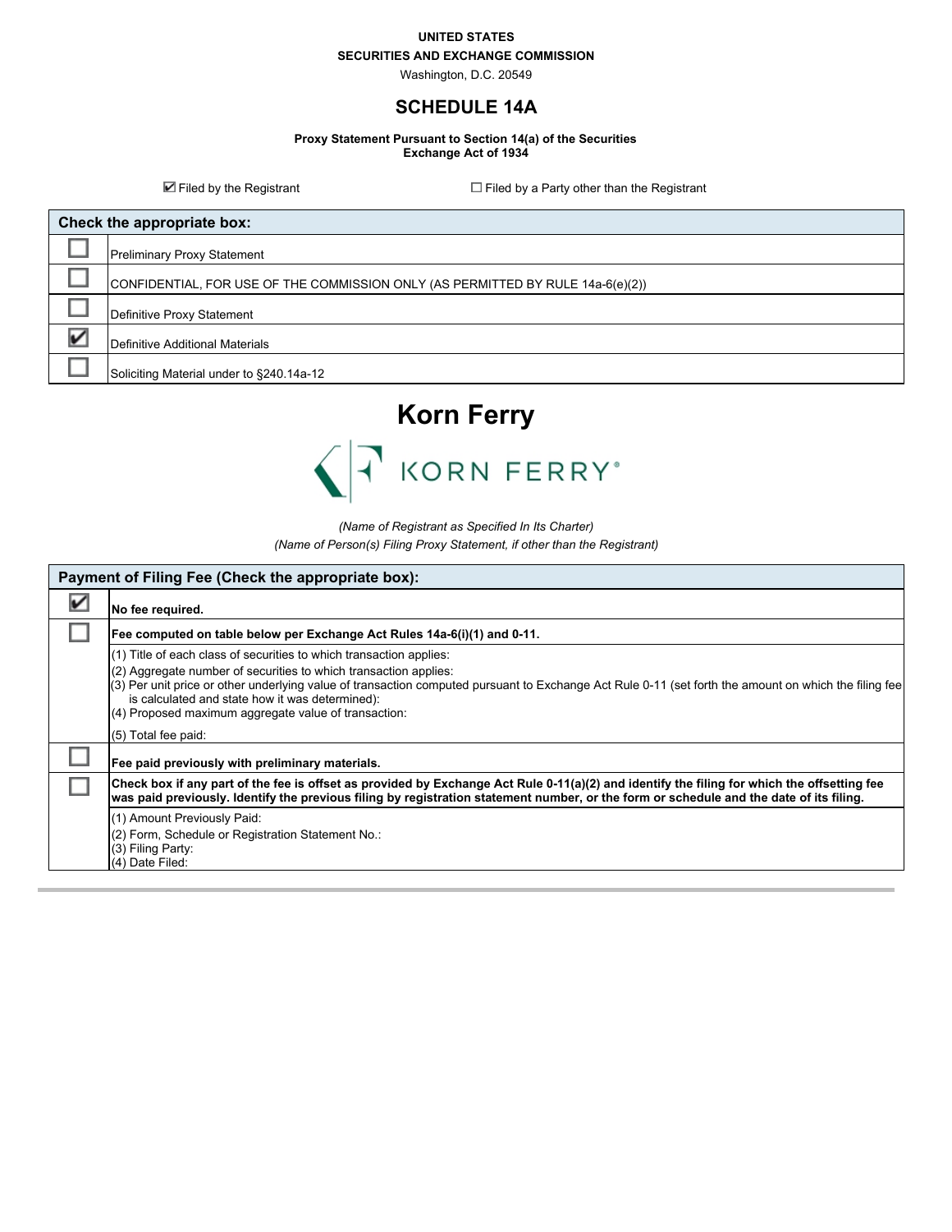**UNITED STATES**

**SECURITIES AND EXCHANGE COMMISSION**

Washington, D.C. 20549

## SCHEDULE 14A

**Proxy Statement Pursuant to Section 14(a) of the Securities Exchange Act of 1934**

☑ Filed by the Registrant ☐ Filed by a Party other than the Registrant

| Check the appropriate box: | |
|---|---|
| ☐ | Preliminary Proxy Statement |
| ☐ | CONFIDENTIAL, FOR USE OF THE COMMISSION ONLY (AS PERMITTED BY RULE 14a-6(e)(2)) |
| ☐ | Definitive Proxy Statement |
| ☑ | Definitive Additional Materials |
| ☐ | Soliciting Material under to §240.14a-12 |

# Korn Ferry

KORN FERRY®

*(Name of Registrant as Specified In Its Charter)*

*(Name of Person(s) Filing Proxy Statement, if other than the Registrant)*

| Payment of Filing Fee (Check the appropriate box): | |
|---|---|
| ☑ | **No fee required.** |
| ☐ | **Fee computed on table below per Exchange Act Rules 14a-6(i)(1) and 0-11.** |
| | (1) Title of each class of securities to which transaction applies:<br>(2) Aggregate number of securities to which transaction applies:<br>(3) Per unit price or other underlying value of transaction computed pursuant to Exchange Act Rule 0-11 (set forth the amount on which the filing fee is calculated and state how it was determined):<br>(4) Proposed maximum aggregate value of transaction:<br>(5) Total fee paid: |
| ☐ | **Fee paid previously with preliminary materials.** |
| ☐ | **Check box if any part of the fee is offset as provided by Exchange Act Rule 0-11(a)(2) and identify the filing for which the offsetting fee was paid previously. Identify the previous filing by registration statement number, or the form or schedule and the date of its filing.** |
| | (1) Amount Previously Paid:<br>(2) Form, Schedule or Registration Statement No.:<br>(3) Filing Party:<br>(4) Date Filed: |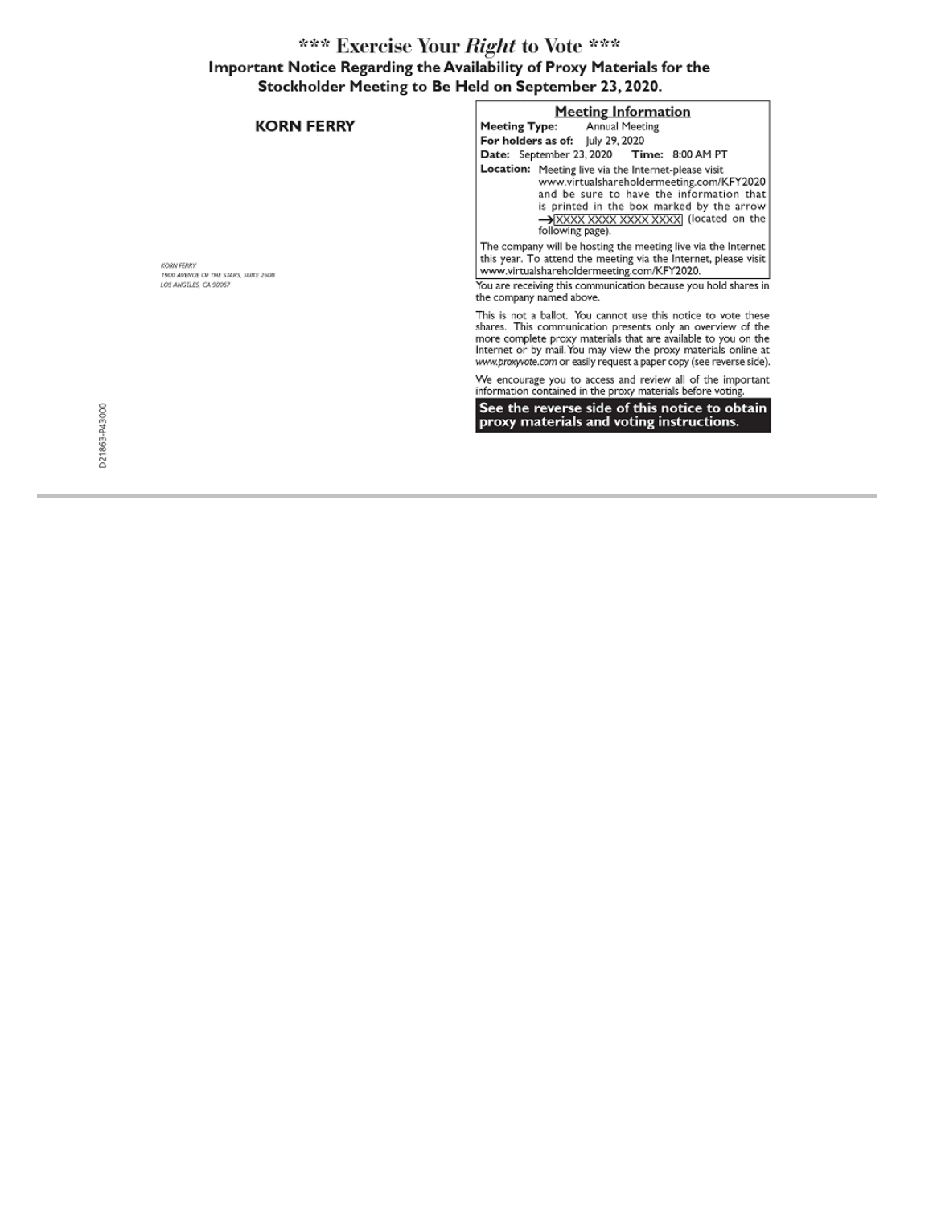# *** Exercise Your *Right* to Vote ***

## Important Notice Regarding the Availability of Proxy Materials for the Stockholder Meeting to Be Held on September 23, 2020.

**KORN FERRY**

*KORN FERRY*
*1900 AVENUE OF THE STARS, SUITE 2600*
*LOS ANGELES, CA 90067*

D21863-P43000

**Meeting Information**

**Meeting Type:** Annual Meeting
**For holders as of:** July 29, 2020
**Date:** September 23, 2020 **Time:** 8:00 AM PT
**Location:** Meeting live via the Internet-please visit www.virtualshareholdermeeting.com/KFY2020 and be sure to have the information that is printed in the box marked by the arrow → XXXX XXXX XXXX XXXX (located on the following page).

The company will be hosting the meeting live via the Internet this year. To attend the meeting via the Internet, please visit www.virtualshareholdermeeting.com/KFY2020.

You are receiving this communication because you hold shares in the company named above.

This is not a ballot. You cannot use this notice to vote these shares. This communication presents only an overview of the more complete proxy materials that are available to you on the Internet or by mail. You may view the proxy materials online at *www.proxyvote.com* or easily request a paper copy (see reverse side).

We encourage you to access and review all of the important information contained in the proxy materials before voting.

**See the reverse side of this notice to obtain proxy materials and voting instructions.**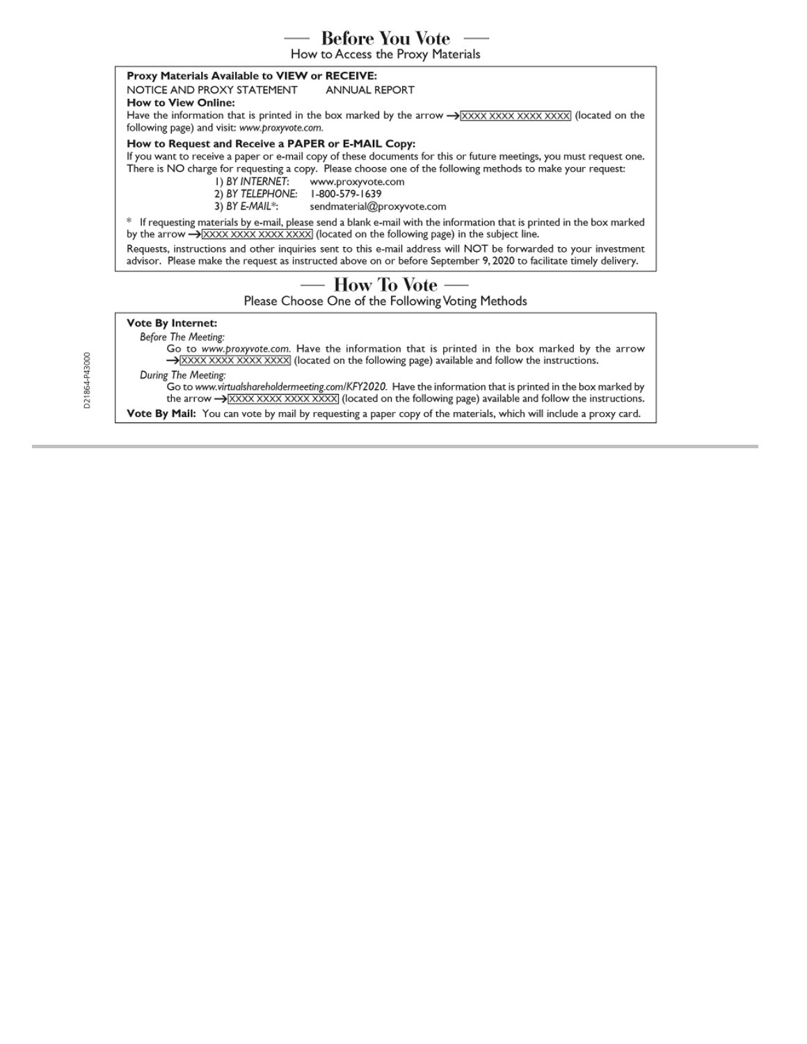## — Before You Vote —

How to Access the Proxy Materials

**Proxy Materials Available to VIEW or RECEIVE:**

NOTICE AND PROXY STATEMENT　　ANNUAL REPORT

**How to View Online:**

Have the information that is printed in the box marked by the arrow → XXXX XXXX XXXX XXXX (located on the following page) and visit: *www.proxyvote.com.*

**How to Request and Receive a PAPER or E-MAIL Copy:**

If you want to receive a paper or e-mail copy of these documents for this or future meetings, you must request one. There is NO charge for requesting a copy. Please choose one of the following methods to make your request:

1) *BY INTERNET*: www.proxyvote.com
2) *BY TELEPHONE*: 1-800-579-1639
3) *BY E-MAIL**: sendmaterial@proxyvote.com

\* If requesting materials by e-mail, please send a blank e-mail with the information that is printed in the box marked by the arrow → XXXX XXXX XXXX XXXX (located on the following page) in the subject line.

Requests, instructions and other inquiries sent to this e-mail address will NOT be forwarded to your investment advisor. Please make the request as instructed above on or before September 9, 2020 to facilitate timely delivery.

## — How To Vote —

Please Choose One of the Following Voting Methods

**Vote By Internet:**

*Before The Meeting:*

Go to *www.proxyvote.com.* Have the information that is printed in the box marked by the arrow → XXXX XXXX XXXX XXXX (located on the following page) available and follow the instructions.

*During The Meeting:*

Go to *www.virtualshareholdermeeting.com/KFY2020.* Have the information that is printed in the box marked by the arrow → XXXX XXXX XXXX XXXX (located on the following page) available and follow the instructions.

**Vote By Mail:** You can vote by mail by requesting a paper copy of the materials, which will include a proxy card.

D21864-P43000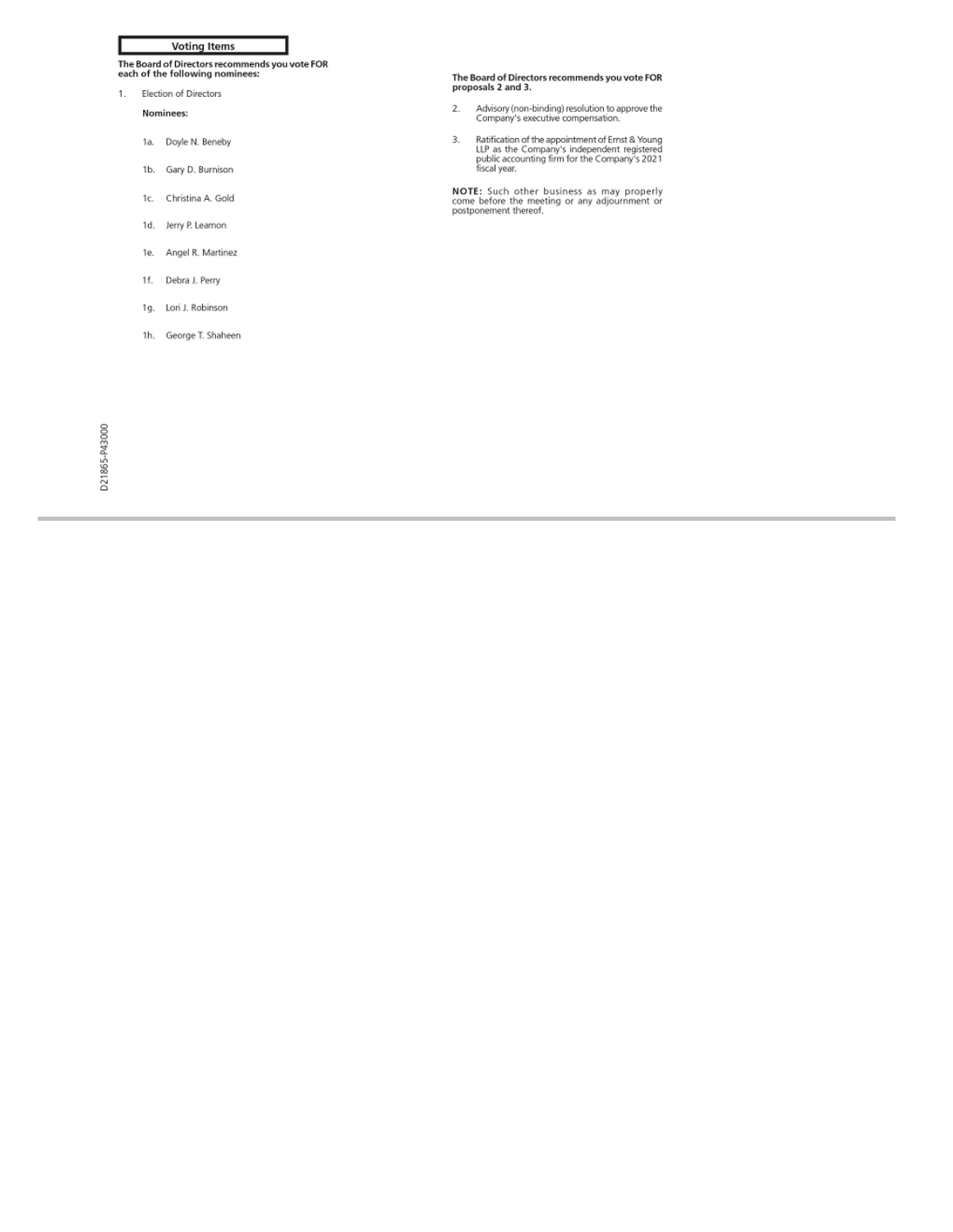## Voting Items

**The Board of Directors recommends you vote FOR each of the following nominees:**

1. Election of Directors

   **Nominees:**

   1a. Doyle N. Beneby

   1b. Gary D. Burnison

   1c. Christina A. Gold

   1d. Jerry P. Leamon

   1e. Angel R. Martinez

   1f. Debra J. Perry

   1g. Lori J. Robinson

   1h. George T. Shaheen

**The Board of Directors recommends you vote FOR proposals 2 and 3.**

2. Advisory (non-binding) resolution to approve the Company's executive compensation.

3. Ratification of the appointment of Ernst & Young LLP as the Company's independent registered public accounting firm for the Company's 2021 fiscal year.

**NOTE:** Such other business as may properly come before the meeting or any adjournment or postponement thereof.

D21865-P43000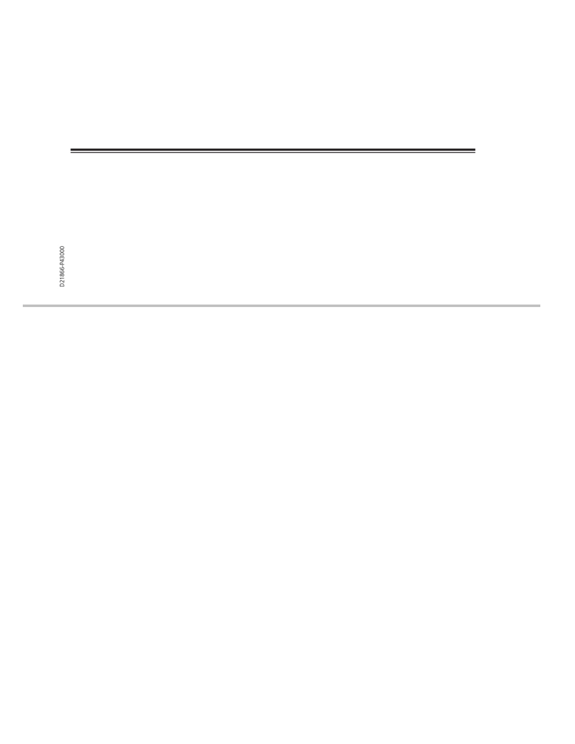D21866-P43000